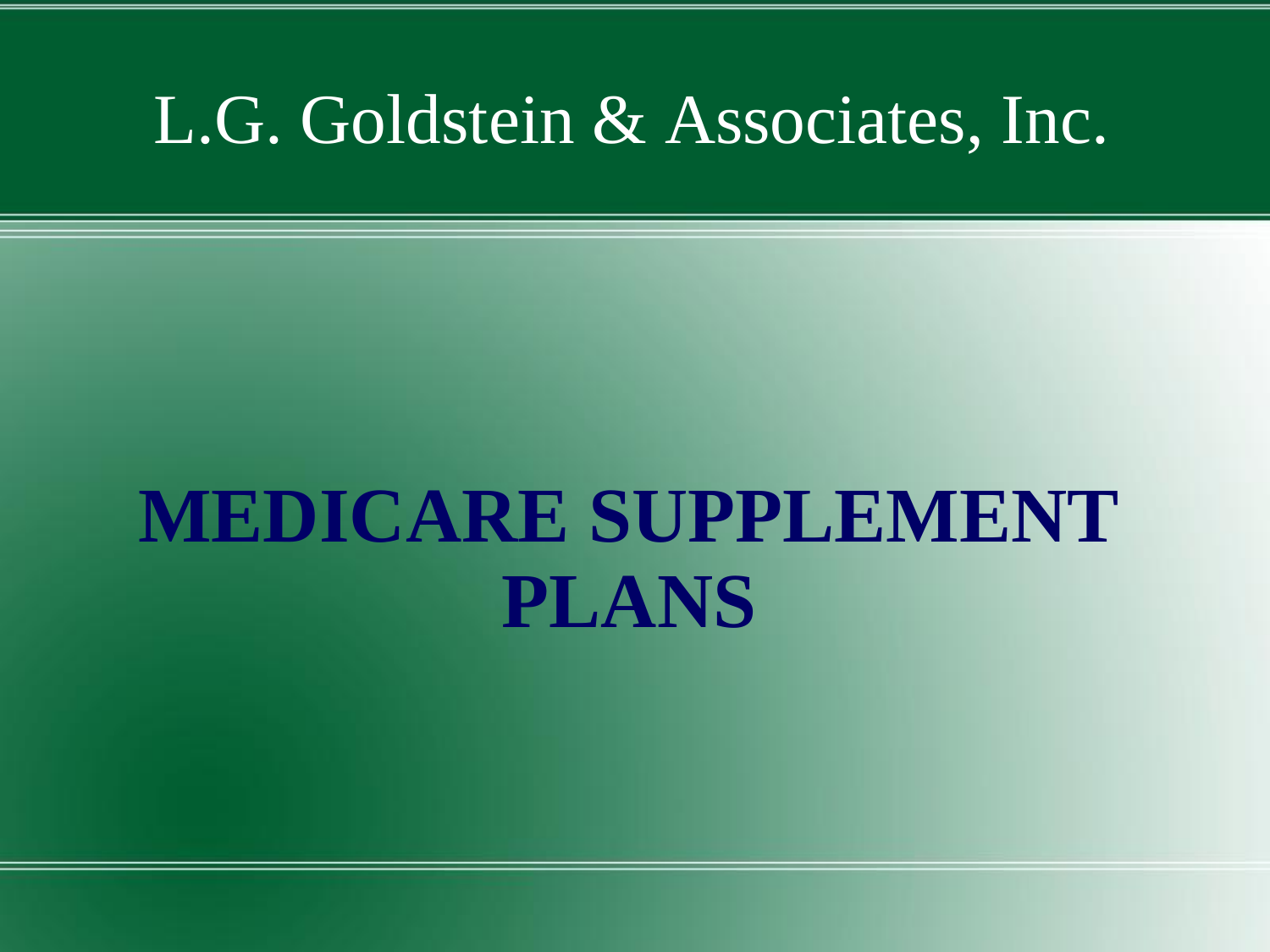L.G. Goldstein & Associates, Inc.

# MEDICARE SUPPLEMENT PLANS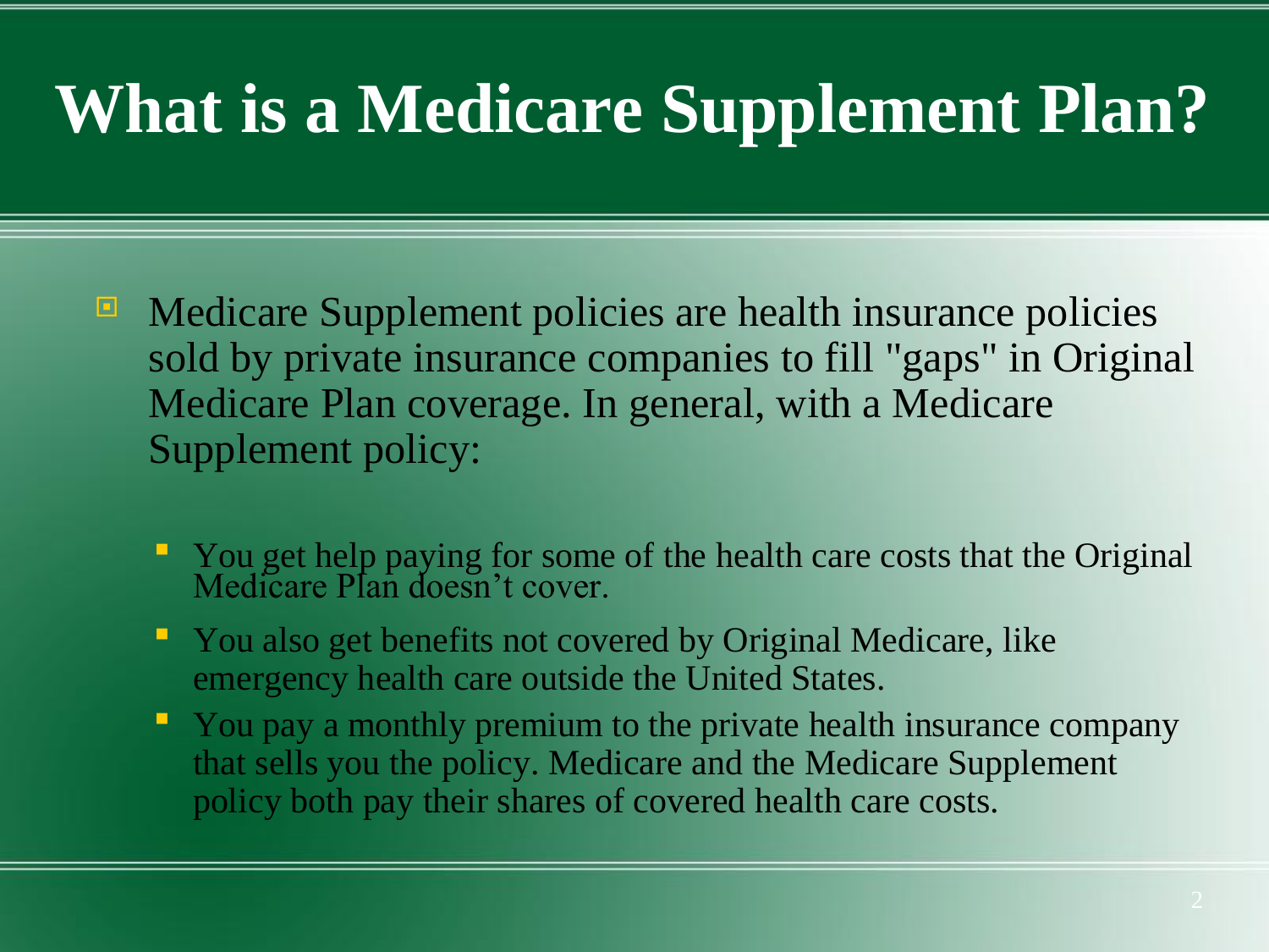# What is a Medicare Supplement Plan?

- Medicare Supplement policies are health insurance policies sold by private insurance companies to fill "gaps" in Original Medicare Plan coverage. In general, with a Medicare Supplement policy:
  - You get help paying for some of the health care costs that the Original Medicare Plan doesn't cover.
  - You also get benefits not covered by Original Medicare, like emergency health care outside the United States.
  - You pay a monthly premium to the private health insurance company that sells you the policy. Medicare and the Medicare Supplement policy both pay their shares of covered health care costs.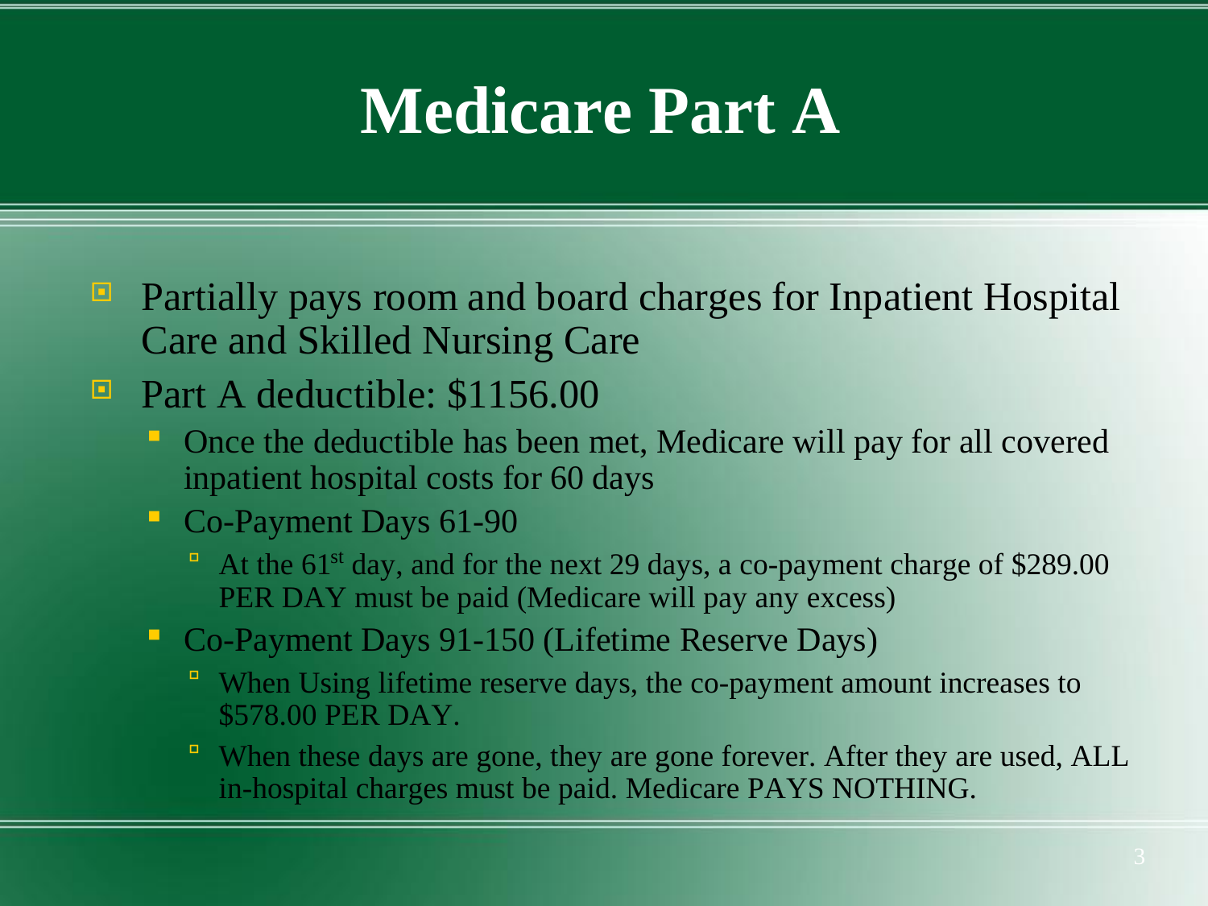# Medicare Part A

- Partially pays room and board charges for Inpatient Hospital Care and Skilled Nursing Care
- Part A deductible: $1156.00
  - Once the deductible has been met, Medicare will pay for all covered inpatient hospital costs for 60 days
  - Co-Payment Days 61-90
    - At the 61st day, and for the next 29 days, a co-payment charge of $289.00 PER DAY must be paid (Medicare will pay any excess)
  - Co-Payment Days 91-150 (Lifetime Reserve Days)
    - When Using lifetime reserve days, the co-payment amount increases to $578.00 PER DAY.
    - When these days are gone, they are gone forever. After they are used, ALL in-hospital charges must be paid. Medicare PAYS NOTHING.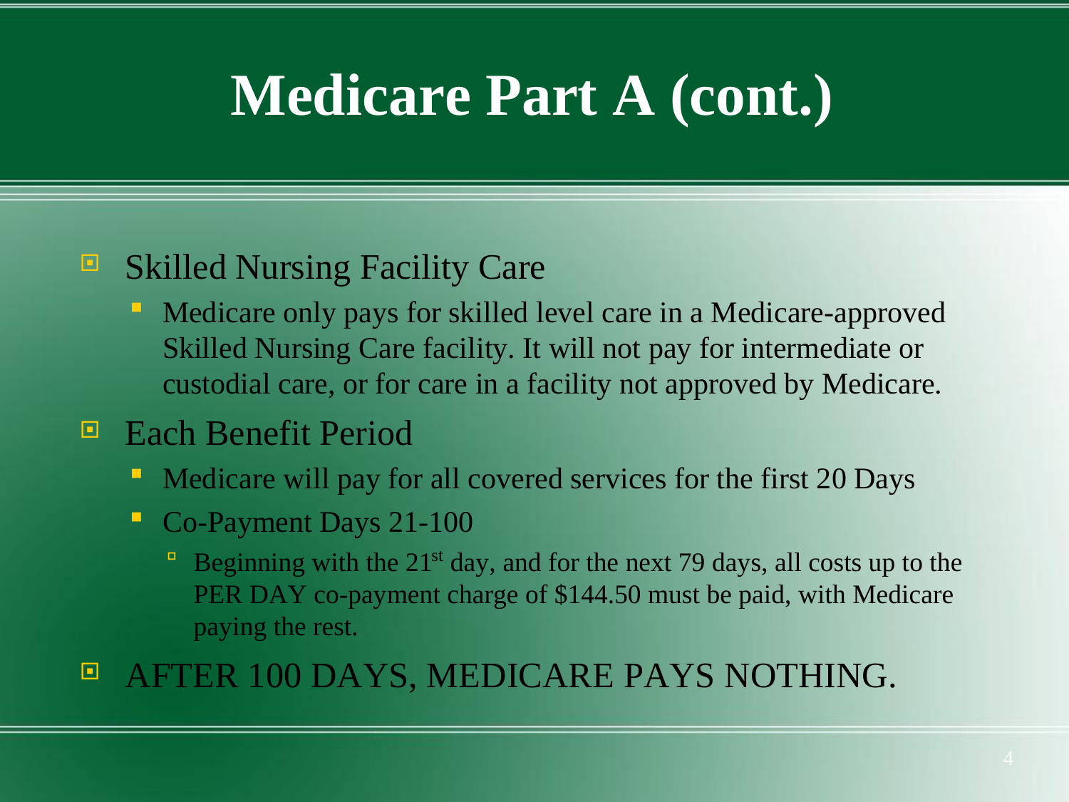# Medicare Part A (cont.)

- Skilled Nursing Facility Care
  - Medicare only pays for skilled level care in a Medicare-approved Skilled Nursing Care facility. It will not pay for intermediate or custodial care, or for care in a facility not approved by Medicare.
- Each Benefit Period
  - Medicare will pay for all covered services for the first 20 Days
  - Co-Payment Days 21-100
    - Beginning with the 21st day, and for the next 79 days, all costs up to the PER DAY co-payment charge of $144.50 must be paid, with Medicare paying the rest.
- AFTER 100 DAYS, MEDICARE PAYS NOTHING.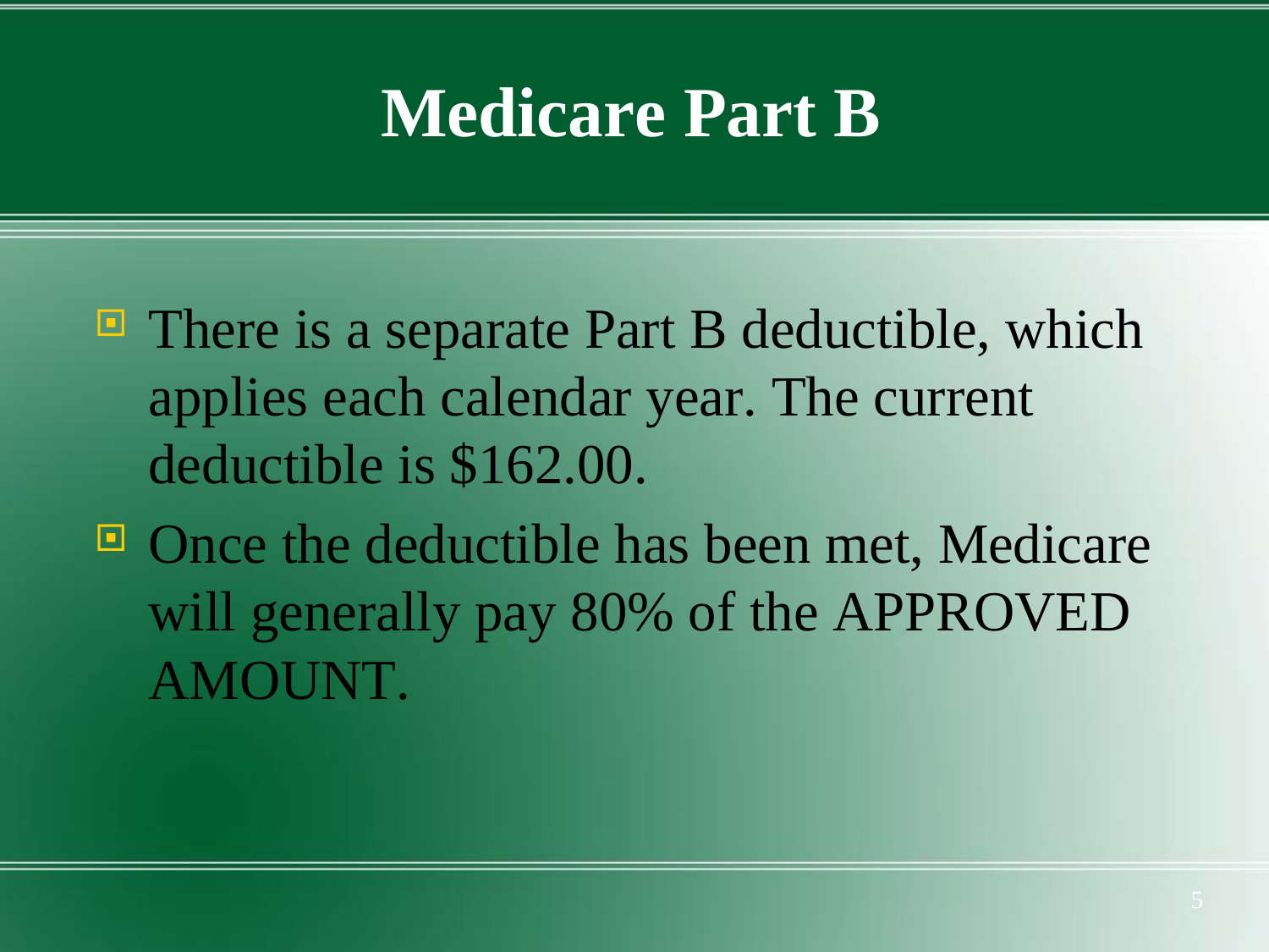# Medicare Part B

- There is a separate Part B deductible, which applies each calendar year. The current deductible is $162.00.
- Once the deductible has been met, Medicare will generally pay 80% of the APPROVED AMOUNT.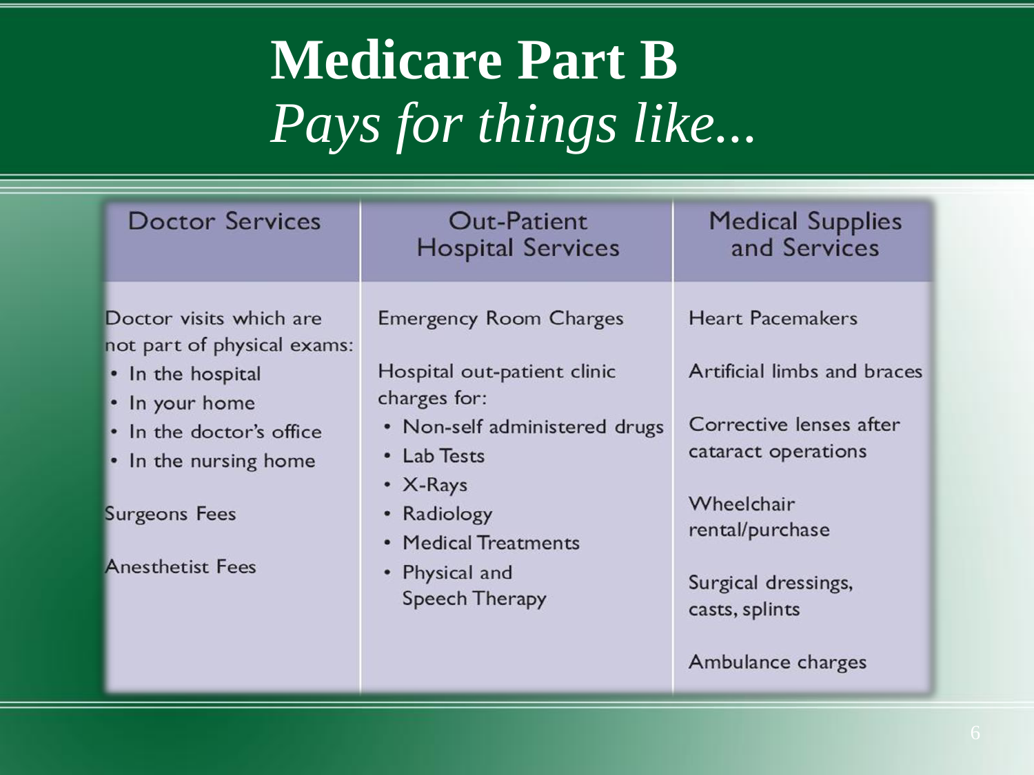# Medicare Part B
*Pays for things like...*

| Doctor Services | Out-Patient Hospital Services | Medical Supplies and Services |
|---|---|---|
| Doctor visits which are not part of physical exams:<br>• In the hospital<br>• In your home<br>• In the doctor's office<br>• In the nursing home<br><br>Surgeons Fees<br><br>Anesthetist Fees | Emergency Room Charges<br><br>Hospital out-patient clinic charges for:<br>• Non-self administered drugs<br>• Lab Tests<br>• X-Rays<br>• Radiology<br>• Medical Treatments<br>• Physical and Speech Therapy | Heart Pacemakers<br><br>Artificial limbs and braces<br><br>Corrective lenses after cataract operations<br><br>Wheelchair rental/purchase<br><br>Surgical dressings, casts, splints<br><br>Ambulance charges |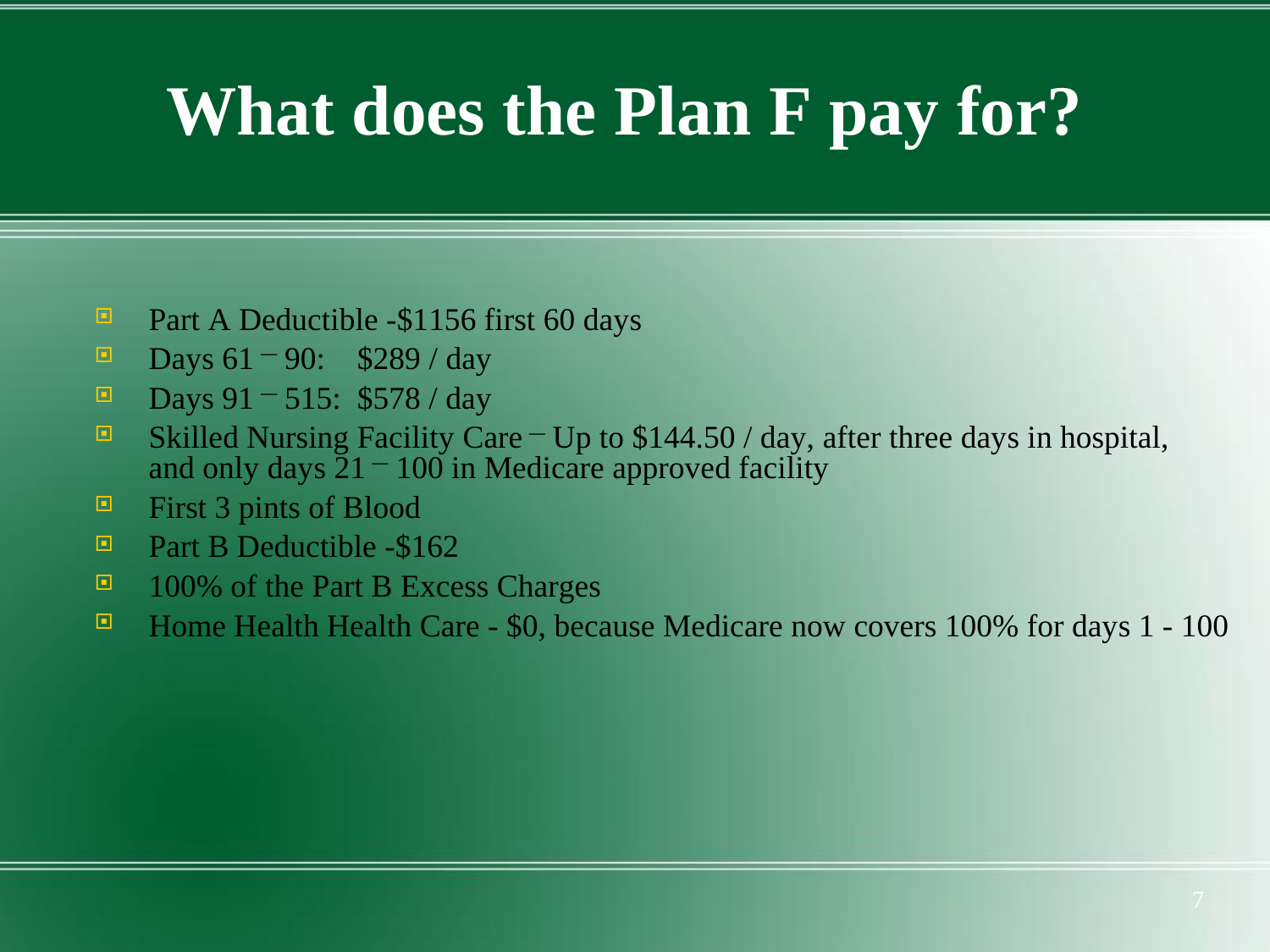# What does the Plan F pay for?

- Part A Deductible -$1156 first 60 days
- Days 61 – 90: $289 / day
- Days 91 – 515: $578 / day
- Skilled Nursing Facility Care – Up to $144.50 / day, after three days in hospital, and only days 21 – 100 in Medicare approved facility
- First 3 pints of Blood
- Part B Deductible -$162
- 100% of the Part B Excess Charges
- Home Health Health Care - $0, because Medicare now covers 100% for days 1 - 100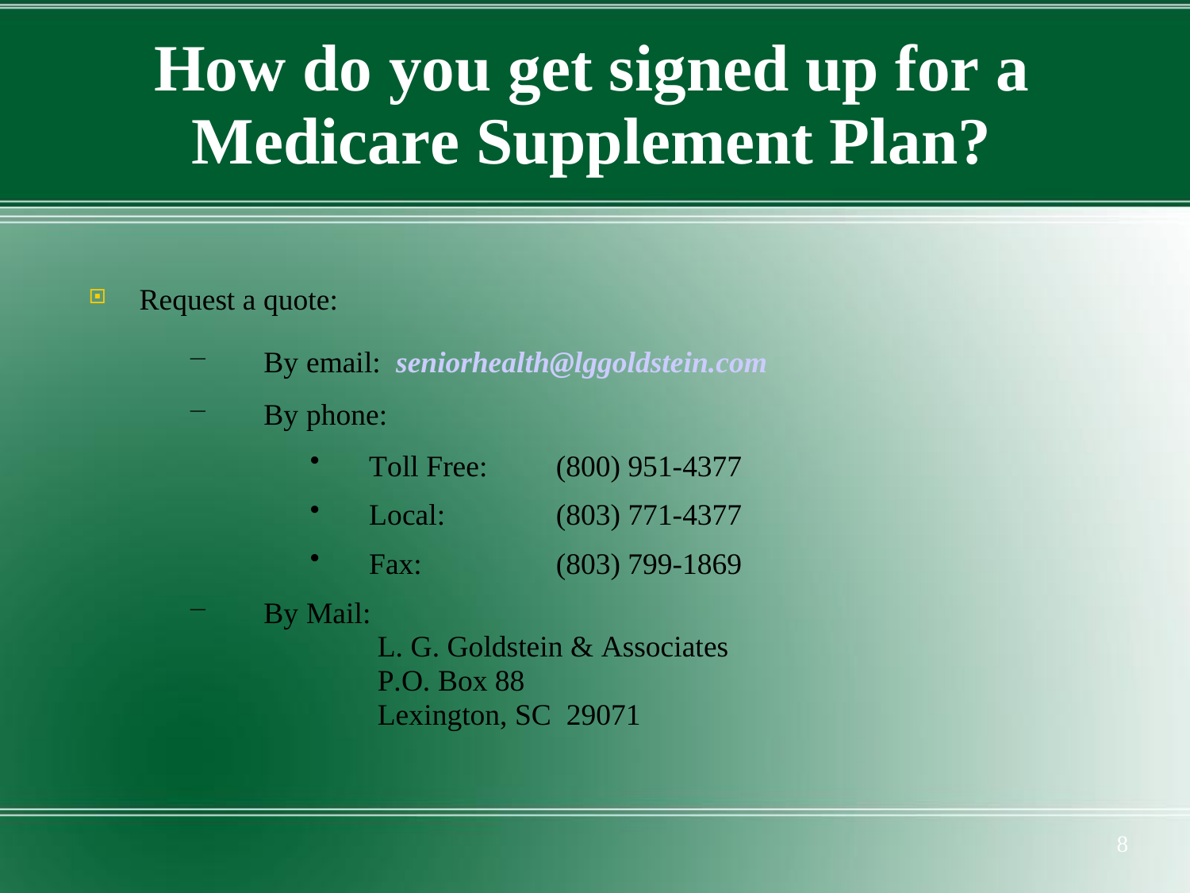# How do you get signed up for a Medicare Supplement Plan?

- Request a quote:
  - By email: ***seniorhealth@lggoldstein.com***
  - By phone:
    - Toll Free: (800) 951-4377
    - Local: (803) 771-4377
    - Fax: (803) 799-1869
  - By Mail:

    L. G. Goldstein & Associates
    P.O. Box 88
    Lexington, SC 29071